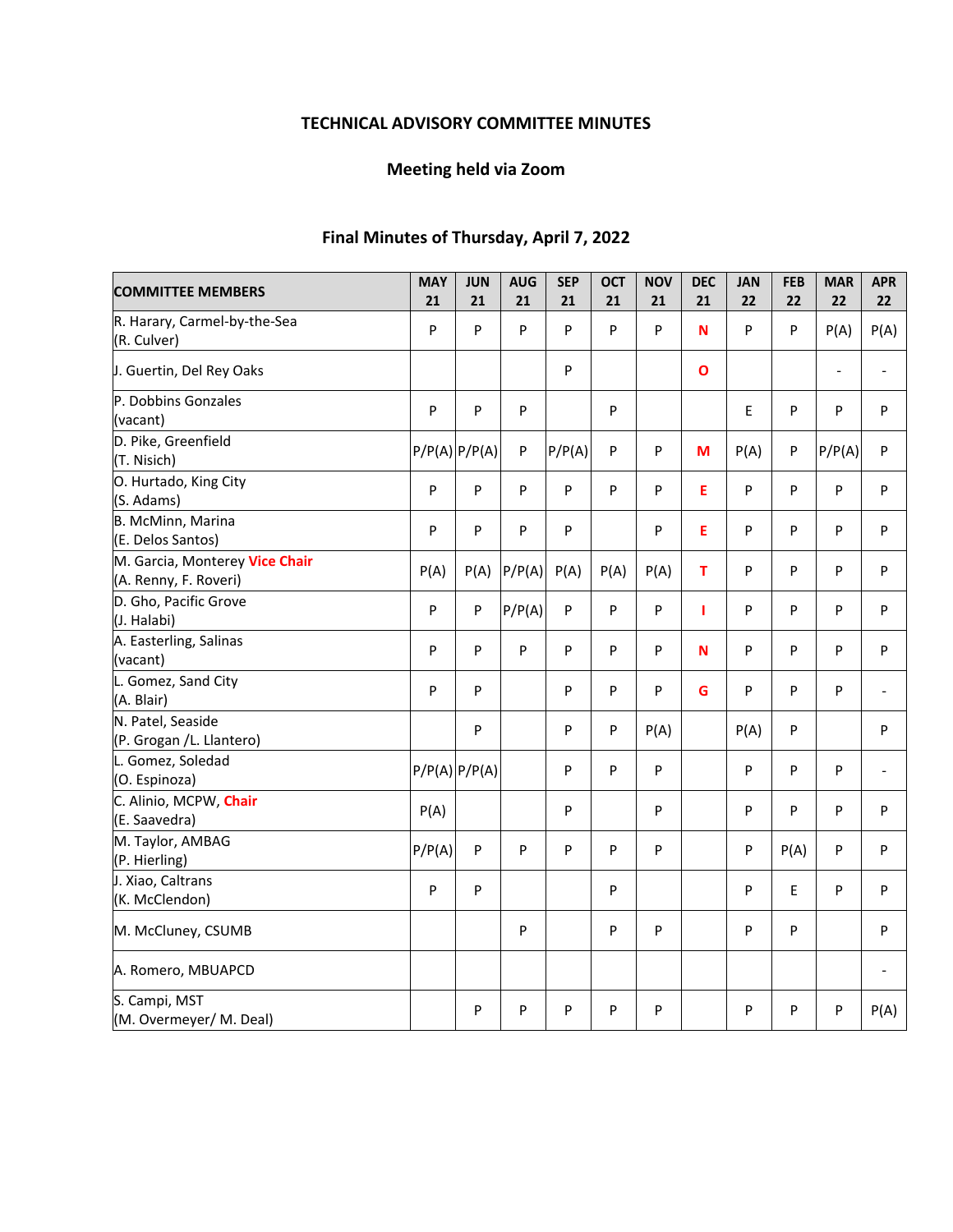# TECHNICAL ADVISORY COMMITTEE MINUTES

## Meeting held via Zoom

## Final Minutes of Thursday, April 7, 2022

| COMMITTEE MEMBERS | MAY 21 | JUN 21 | AUG 21 | SEP 21 | OCT 21 | NOV 21 | DEC 21 | JAN 22 | FEB 22 | MAR 22 | APR 22 |
|---|---|---|---|---|---|---|---|---|---|---|---|
| R. Harary, Carmel-by-the-Sea (R. Culver) | P | P | P | P | P | P | N | P | P | P(A) | P(A) |
| J. Guertin, Del Rey Oaks | | | | P | | | O | | | - | - |
| P. Dobbins Gonzales (vacant) | P | P | P | | P | | | E | P | P | P |
| D. Pike, Greenfield (T. Nisich) | P/P(A) | P/P(A) | P | P/P(A) | P | P | M | P(A) | P | P/P(A) | P |
| O. Hurtado, King City (S. Adams) | P | P | P | P | P | P | E | P | P | P | P |
| B. McMinn, Marina (E. Delos Santos) | P | P | P | P | | P | E | P | P | P | P |
| M. Garcia, Monterey **Vice Chair** (A. Renny, F. Roveri) | P(A) | P(A) | P/P(A) | P(A) | P(A) | P(A) | T | P | P | P | P |
| D. Gho, Pacific Grove (J. Halabi) | P | P | P/P(A) | P | P | P | I | P | P | P | P |
| A. Easterling, Salinas (vacant) | P | P | P | P | P | P | N | P | P | P | P |
| L. Gomez, Sand City (A. Blair) | P | P | | P | P | P | G | P | P | P | - |
| N. Patel, Seaside (P. Grogan /L. Llantero) | | P | | P | P | P(A) | | P(A) | P | | P |
| L. Gomez, Soledad (O. Espinoza) | P/P(A) | P/P(A) | | P | P | P | | P | P | P | - |
| C. Alinio, MCPW, **Chair** (E. Saavedra) | P(A) | | | P | | P | | P | P | P | P |
| M. Taylor, AMBAG (P. Hierling) | P/P(A) | P | P | P | P | P | | P | P(A) | P | P |
| J. Xiao, Caltrans (K. McClendon) | P | P | | | P | | | P | E | P | P |
| M. McCluney, CSUMB | | | P | | P | P | | P | P | | P |
| A. Romero, MBUAPCD | | | | | | | | | | | - |
| S. Campi, MST (M. Overmeyer/ M. Deal) | | P | P | P | P | P | | P | P | P | P(A) |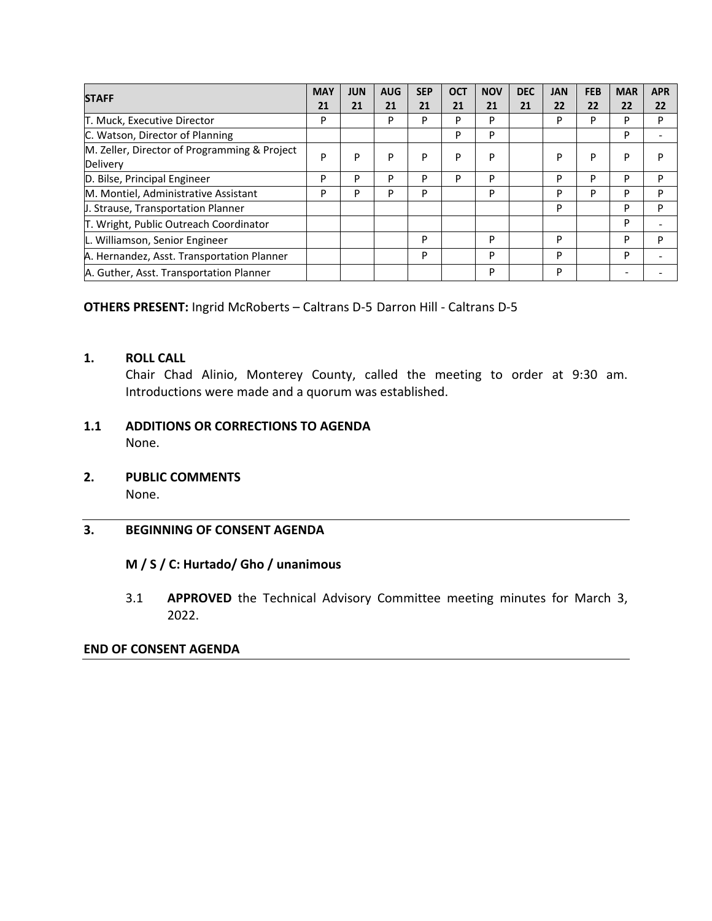| STAFF | MAY 21 | JUN 21 | AUG 21 | SEP 21 | OCT 21 | NOV 21 | DEC 21 | JAN 22 | FEB 22 | MAR 22 | APR 22 |
|---|---|---|---|---|---|---|---|---|---|---|---|
| T. Muck, Executive Director | P | | P | P | P | P | | P | P | P | P |
| C. Watson, Director of Planning | | | | | P | P | | | | P | - |
| M. Zeller, Director of Programming & Project Delivery | P | P | P | P | P | P | | P | P | P | P |
| D. Bilse, Principal Engineer | P | P | P | P | P | P | | P | P | P | P |
| M. Montiel, Administrative Assistant | P | P | P | P | | P | | P | P | P | P |
| J. Strause, Transportation Planner | | | | | | | | P | | P | P |
| T. Wright, Public Outreach Coordinator | | | | | | | | | | P | - |
| L. Williamson, Senior Engineer | | | | P | | P | | P | | P | P |
| A. Hernandez, Asst. Transportation Planner | | | | P | | P | | P | | P | - |
| A. Guther, Asst. Transportation Planner | | | | | | P | | P | | - | - |

**OTHERS PRESENT:** Ingrid McRoberts – Caltrans D-5 Darron Hill - Caltrans D-5

**1. ROLL CALL**

Chair Chad Alinio, Monterey County, called the meeting to order at 9:30 am. Introductions were made and a quorum was established.

**1.1 ADDITIONS OR CORRECTIONS TO AGENDA**

None.

**2. PUBLIC COMMENTS**

None.

---

**3. BEGINNING OF CONSENT AGENDA**

**M / S / C: Hurtado/ Gho / unanimous**

3.1 **APPROVED** the Technical Advisory Committee meeting minutes for March 3, 2022.

**END OF CONSENT AGENDA**

---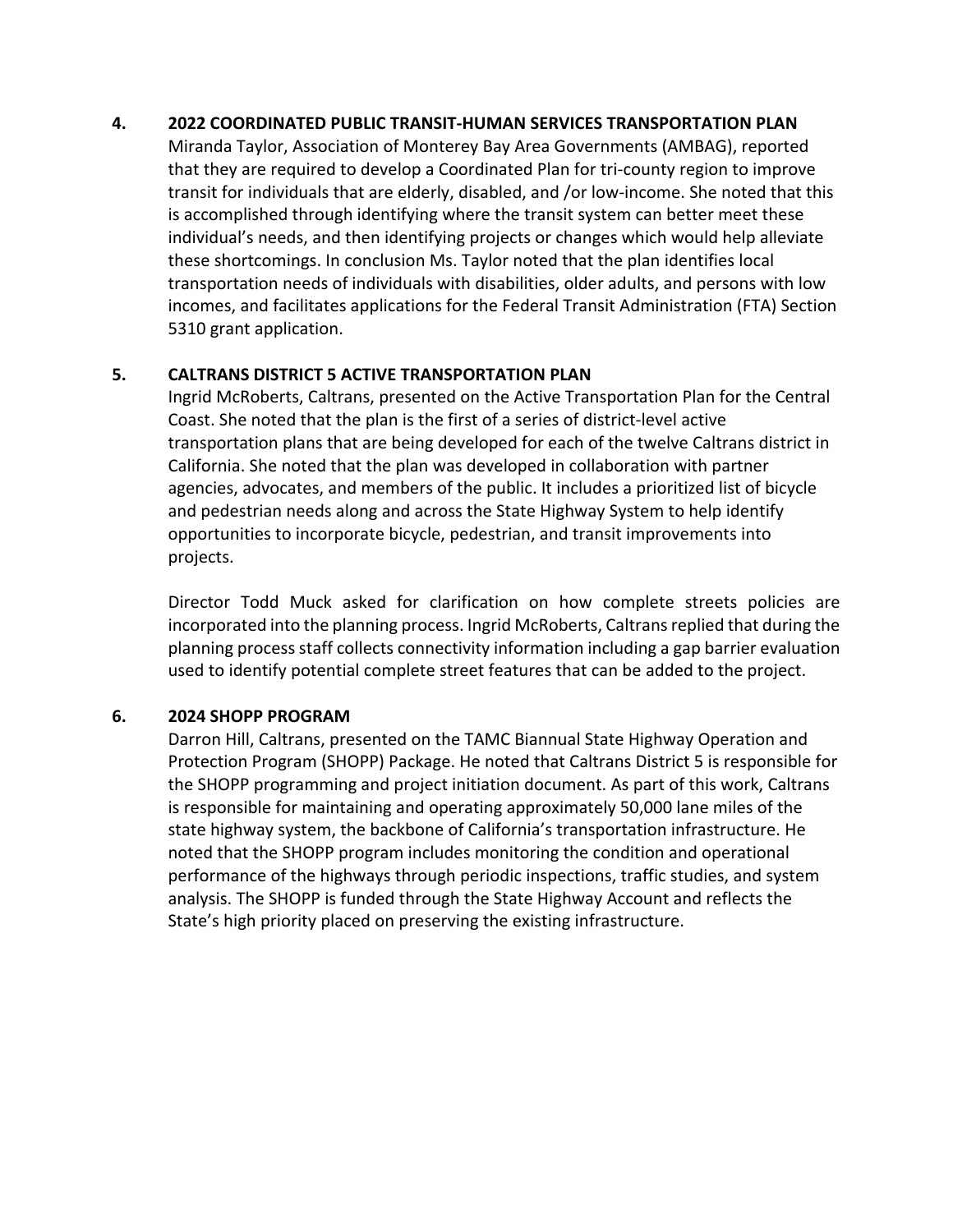**4. 2022 COORDINATED PUBLIC TRANSIT-HUMAN SERVICES TRANSPORTATION PLAN**

Miranda Taylor, Association of Monterey Bay Area Governments (AMBAG), reported that they are required to develop a Coordinated Plan for tri-county region to improve transit for individuals that are elderly, disabled, and /or low-income. She noted that this is accomplished through identifying where the transit system can better meet these individual's needs, and then identifying projects or changes which would help alleviate these shortcomings. In conclusion Ms. Taylor noted that the plan identifies local transportation needs of individuals with disabilities, older adults, and persons with low incomes, and facilitates applications for the Federal Transit Administration (FTA) Section 5310 grant application.

**5. CALTRANS DISTRICT 5 ACTIVE TRANSPORTATION PLAN**

Ingrid McRoberts, Caltrans, presented on the Active Transportation Plan for the Central Coast. She noted that the plan is the first of a series of district-level active transportation plans that are being developed for each of the twelve Caltrans district in California. She noted that the plan was developed in collaboration with partner agencies, advocates, and members of the public. It includes a prioritized list of bicycle and pedestrian needs along and across the State Highway System to help identify opportunities to incorporate bicycle, pedestrian, and transit improvements into projects.

Director Todd Muck asked for clarification on how complete streets policies are incorporated into the planning process. Ingrid McRoberts, Caltrans replied that during the planning process staff collects connectivity information including a gap barrier evaluation used to identify potential complete street features that can be added to the project.

**6. 2024 SHOPP PROGRAM**

Darron Hill, Caltrans, presented on the TAMC Biannual State Highway Operation and Protection Program (SHOPP) Package. He noted that Caltrans District 5 is responsible for the SHOPP programming and project initiation document. As part of this work, Caltrans is responsible for maintaining and operating approximately 50,000 lane miles of the state highway system, the backbone of California's transportation infrastructure. He noted that the SHOPP program includes monitoring the condition and operational performance of the highways through periodic inspections, traffic studies, and system analysis. The SHOPP is funded through the State Highway Account and reflects the State's high priority placed on preserving the existing infrastructure.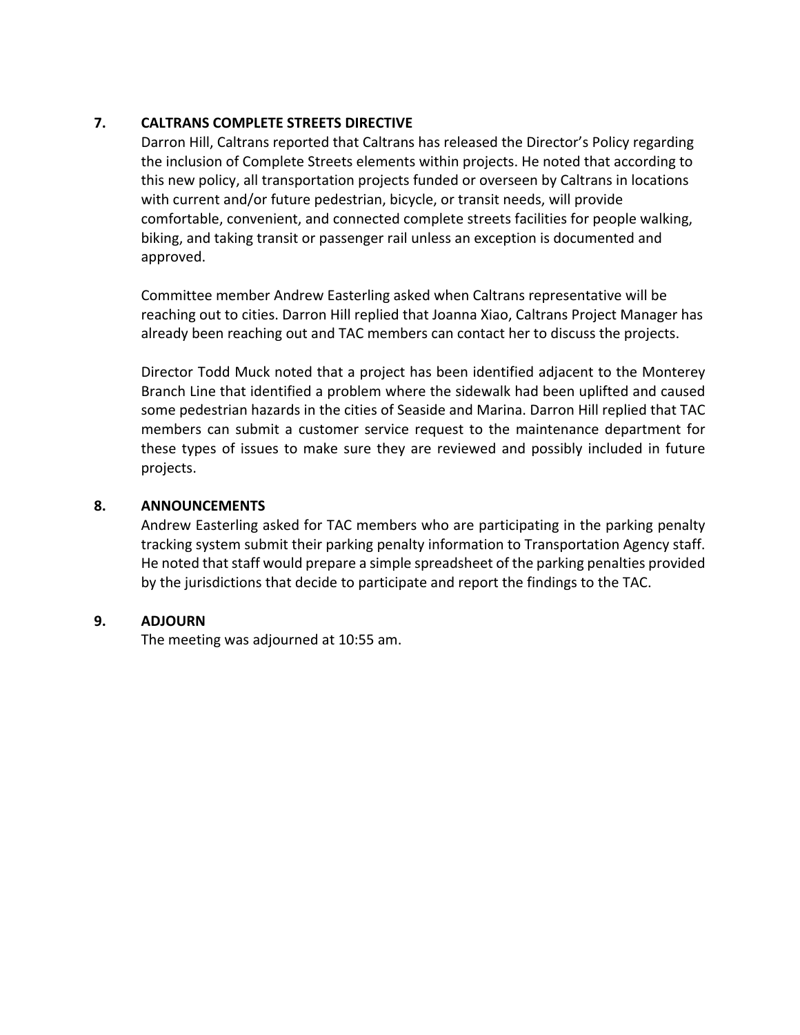## 7. CALTRANS COMPLETE STREETS DIRECTIVE

Darron Hill, Caltrans reported that Caltrans has released the Director's Policy regarding the inclusion of Complete Streets elements within projects. He noted that according to this new policy, all transportation projects funded or overseen by Caltrans in locations with current and/or future pedestrian, bicycle, or transit needs, will provide comfortable, convenient, and connected complete streets facilities for people walking, biking, and taking transit or passenger rail unless an exception is documented and approved.

Committee member Andrew Easterling asked when Caltrans representative will be reaching out to cities. Darron Hill replied that Joanna Xiao, Caltrans Project Manager has already been reaching out and TAC members can contact her to discuss the projects.

Director Todd Muck noted that a project has been identified adjacent to the Monterey Branch Line that identified a problem where the sidewalk had been uplifted and caused some pedestrian hazards in the cities of Seaside and Marina. Darron Hill replied that TAC members can submit a customer service request to the maintenance department for these types of issues to make sure they are reviewed and possibly included in future projects.

## 8. ANNOUNCEMENTS

Andrew Easterling asked for TAC members who are participating in the parking penalty tracking system submit their parking penalty information to Transportation Agency staff. He noted that staff would prepare a simple spreadsheet of the parking penalties provided by the jurisdictions that decide to participate and report the findings to the TAC.

## 9. ADJOURN

The meeting was adjourned at 10:55 am.